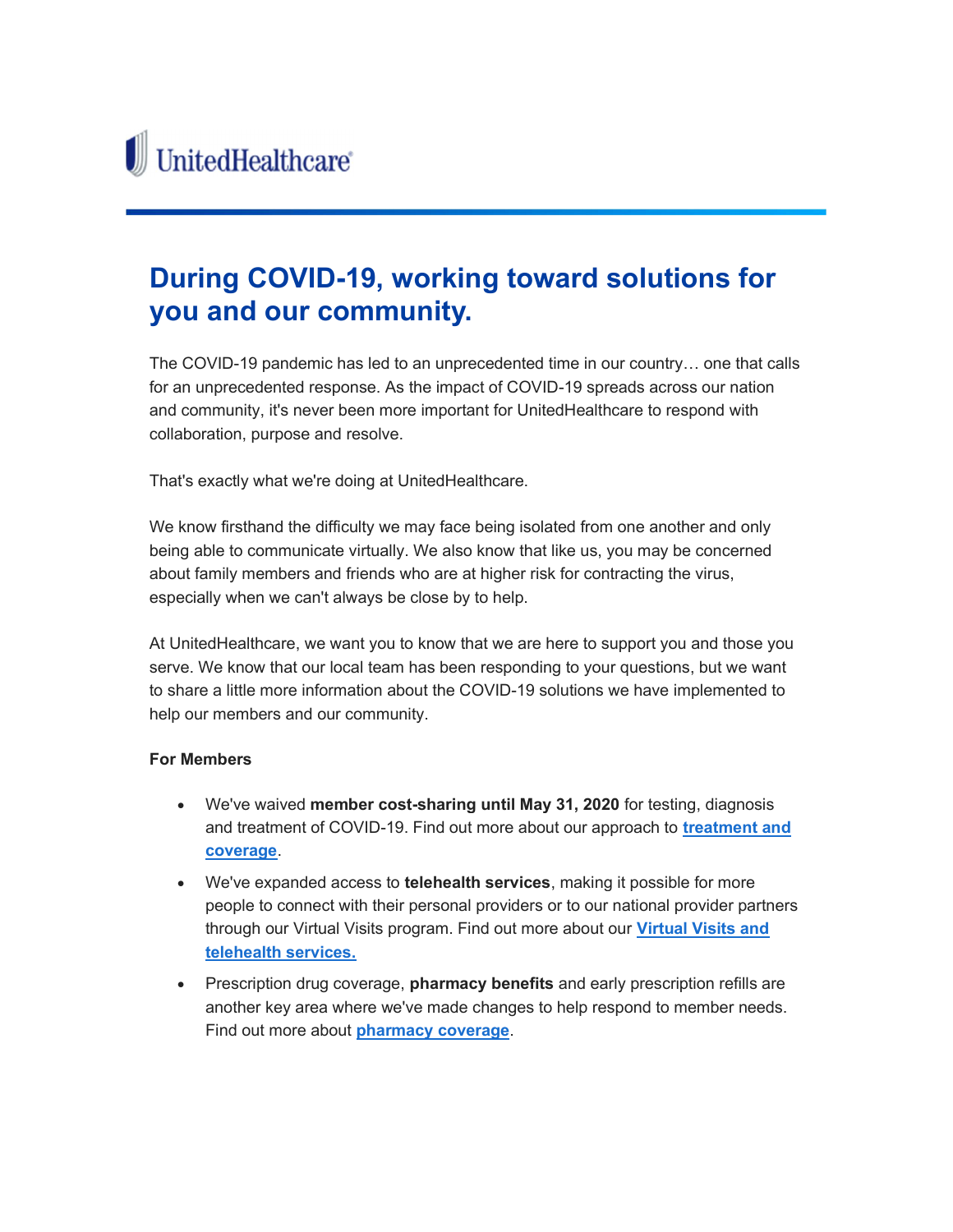UnitedHealthcare

# During COVID-19, working toward solutions for you and our community.

The COVID-19 pandemic has led to an unprecedented time in our country… one that calls for an unprecedented response. As the impact of COVID-19 spreads across our nation and community, it's never been more important for UnitedHealthcare to respond with collaboration, purpose and resolve.

That's exactly what we're doing at UnitedHealthcare.

We know firsthand the difficulty we may face being isolated from one another and only being able to communicate virtually. We also know that like us, you may be concerned about family members and friends who are at higher risk for contracting the virus, especially when we can't always be close by to help.

At UnitedHealthcare, we want you to know that we are here to support you and those you serve. We know that our local team has been responding to your questions, but we want to share a little more information about the COVID-19 solutions we have implemented to help our members and our community.

**For Members**

- We've waived **member cost-sharing until May 31, 2020** for testing, diagnosis and treatment of COVID-19. Find out more about our approach to **treatment and coverage**.
- We've expanded access to **telehealth services**, making it possible for more people to connect with their personal providers or to our national provider partners through our Virtual Visits program. Find out more about our **Virtual Visits and telehealth services.**
- Prescription drug coverage, **pharmacy benefits** and early prescription refills are another key area where we've made changes to help respond to member needs. Find out more about **pharmacy coverage**.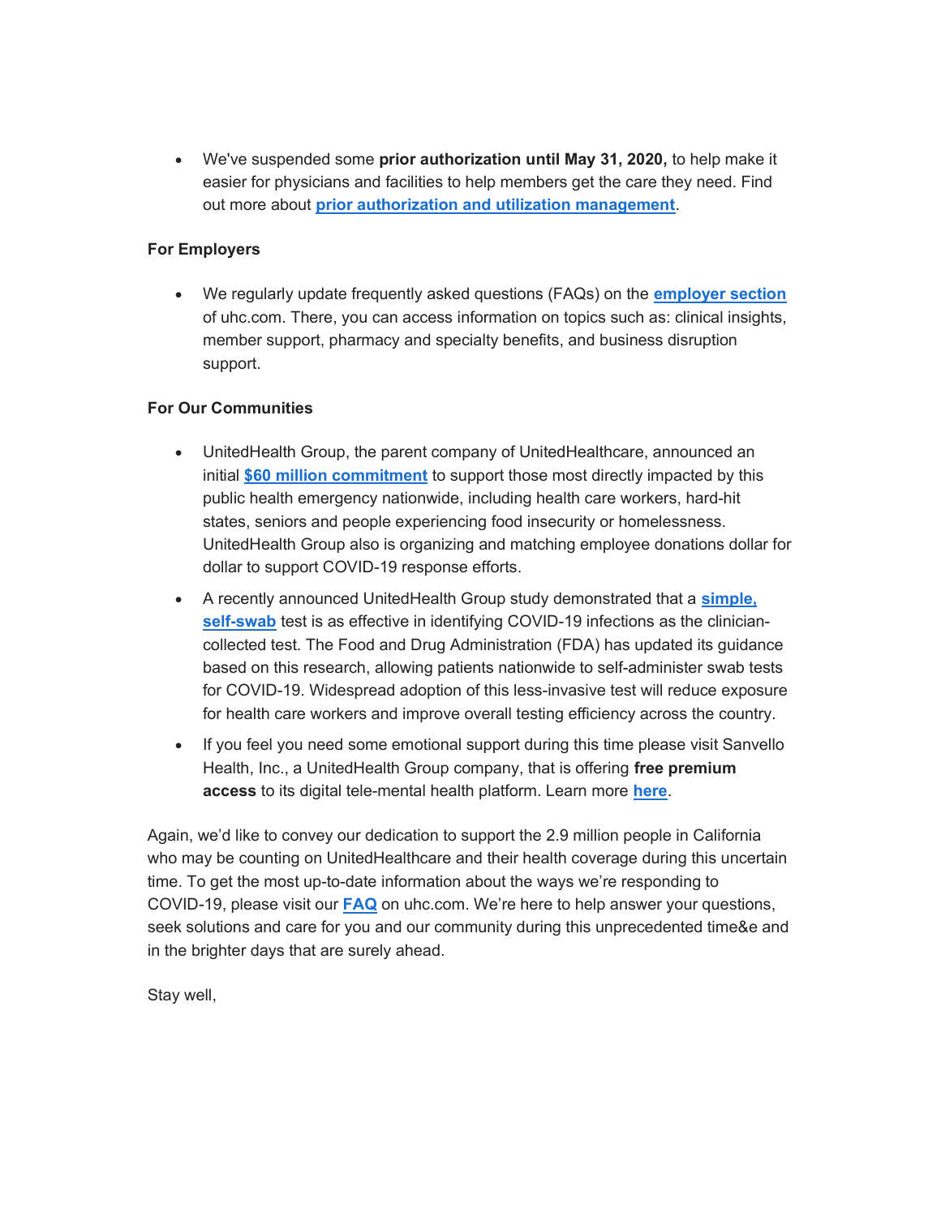- We've suspended some **prior authorization until May 31, 2020,** to help make it easier for physicians and facilities to help members get the care they need. Find out more about **prior authorization and utilization management**.

**For Employers**

- We regularly update frequently asked questions (FAQs) on the **employer section** of uhc.com. There, you can access information on topics such as: clinical insights, member support, pharmacy and specialty benefits, and business disruption support.

**For Our Communities**

- UnitedHealth Group, the parent company of UnitedHealthcare, announced an initial **$60 million commitment** to support those most directly impacted by this public health emergency nationwide, including health care workers, hard-hit states, seniors and people experiencing food insecurity or homelessness. UnitedHealth Group also is organizing and matching employee donations dollar for dollar to support COVID-19 response efforts.
- A recently announced UnitedHealth Group study demonstrated that a **simple, self-swab** test is as effective in identifying COVID-19 infections as the clinician-collected test. The Food and Drug Administration (FDA) has updated its guidance based on this research, allowing patients nationwide to self-administer swab tests for COVID-19. Widespread adoption of this less-invasive test will reduce exposure for health care workers and improve overall testing efficiency across the country.
- If you feel you need some emotional support during this time please visit Sanvello Health, Inc., a UnitedHealth Group company, that is offering **free premium access** to its digital tele-mental health platform. Learn more **here**.

Again, we'd like to convey our dedication to support the 2.9 million people in California who may be counting on UnitedHealthcare and their health coverage during this uncertain time. To get the most up-to-date information about the ways we're responding to COVID-19, please visit our **FAQ** on uhc.com. We're here to help answer your questions, seek solutions and care for you and our community during this unprecedented time&e and in the brighter days that are surely ahead.

Stay well,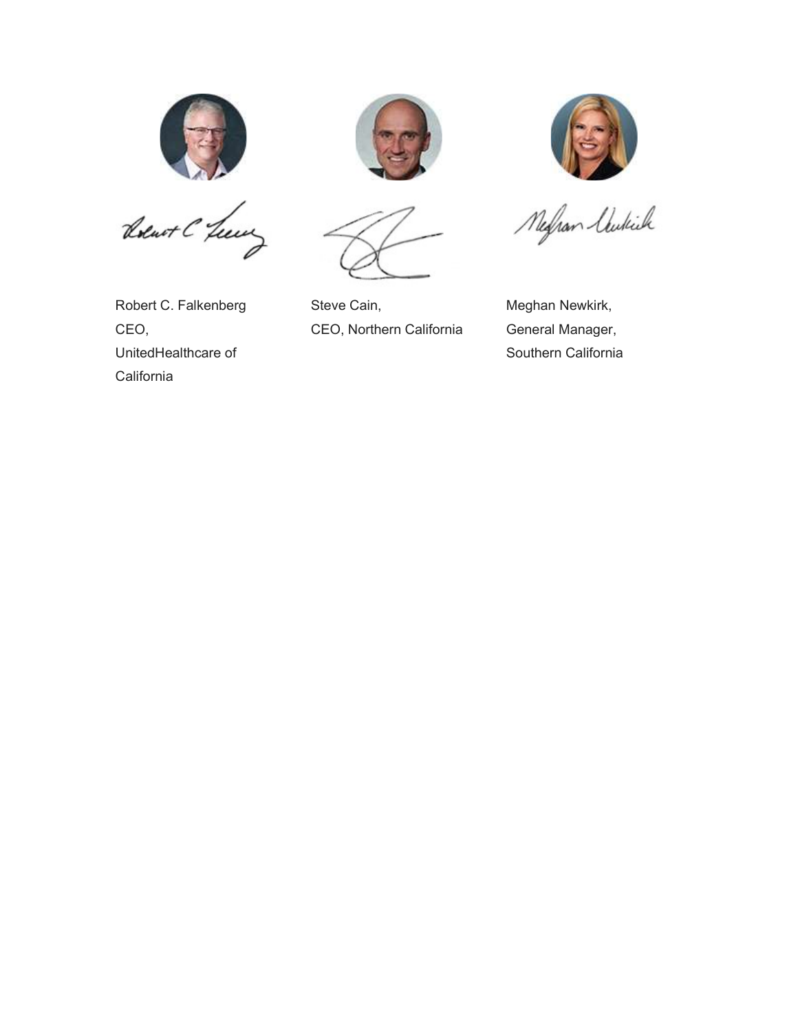Robert C. Falkenberg
CEO,
UnitedHealthcare of
California

Steve Cain,
CEO, Northern California

Meghan Newkirk,
General Manager,
Southern California